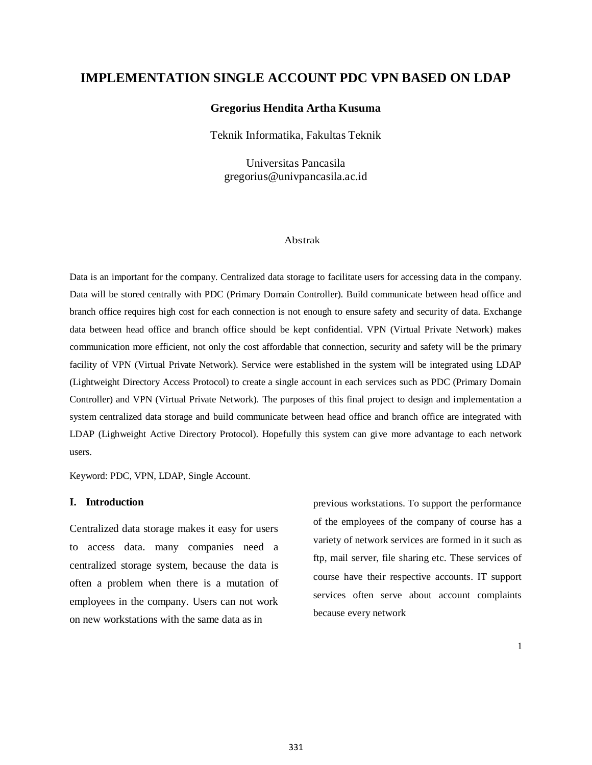# IMPLEMENTATION SINGLE ACCOUNT PDC VPN BASED ON LDAP

**Gregorius Hendita Artha Kusuma**

Teknik Informatika, Fakultas Teknik

Universitas Pancasila
gregorius@univpancasila.ac.id

Abstrak

Data is an important for the company. Centralized data storage to facilitate users for accessing data in the company. Data will be stored centrally with PDC (Primary Domain Controller). Build communicate between head office and branch office requires high cost for each connection is not enough to ensure safety and security of data. Exchange data between head office and branch office should be kept confidential. VPN (Virtual Private Network) makes communication more efficient, not only the cost affordable that connection, security and safety will be the primary facility of VPN (Virtual Private Network). Service were established in the system will be integrated using LDAP (Lightweight Directory Access Protocol) to create a single account in each services such as PDC (Primary Domain Controller) and VPN (Virtual Private Network). The purposes of this final project to design and implementation a system centralized data storage and build communicate between head office and branch office are integrated with LDAP (Lighweight Active Directory Protocol). Hopefully this system can give more advantage to each network users.

Keyword: PDC, VPN, LDAP, Single Account.

## I. Introduction

Centralized data storage makes it easy for users to access data. many companies need a centralized storage system, because the data is often a problem when there is a mutation of employees in the company. Users can not work on new workstations with the same data as in previous workstations. To support the performance of the employees of the company of course has a variety of network services are formed in it such as ftp, mail server, file sharing etc. These services of course have their respective accounts. IT support services often serve about account complaints because every network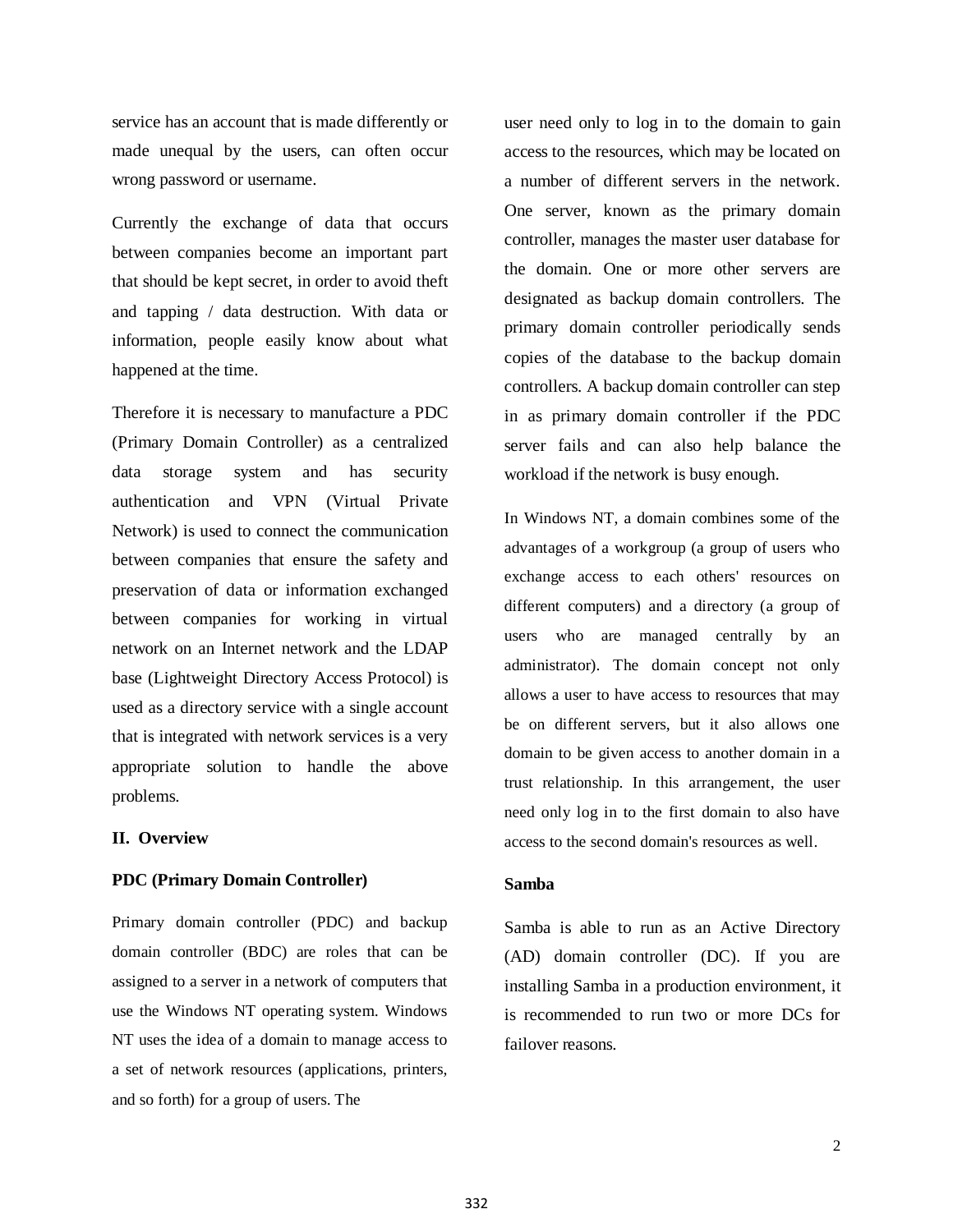service has an account that is made differently or made unequal by the users, can often occur wrong password or username.

Currently the exchange of data that occurs between companies become an important part that should be kept secret, in order to avoid theft and tapping / data destruction. With data or information, people easily know about what happened at the time.

Therefore it is necessary to manufacture a PDC (Primary Domain Controller) as a centralized data storage system and has security authentication and VPN (Virtual Private Network) is used to connect the communication between companies that ensure the safety and preservation of data or information exchanged between companies for working in virtual network on an Internet network and the LDAP base (Lightweight Directory Access Protocol) is used as a directory service with a single account that is integrated with network services is a very appropriate solution to handle the above problems.

## II. Overview

### PDC (Primary Domain Controller)

Primary domain controller (PDC) and backup domain controller (BDC) are roles that can be assigned to a server in a network of computers that use the Windows NT operating system. Windows NT uses the idea of a domain to manage access to a set of network resources (applications, printers, and so forth) for a group of users. The user need only to log in to the domain to gain access to the resources, which may be located on a number of different servers in the network. One server, known as the primary domain controller, manages the master user database for the domain. One or more other servers are designated as backup domain controllers. The primary domain controller periodically sends copies of the database to the backup domain controllers. A backup domain controller can step in as primary domain controller if the PDC server fails and can also help balance the workload if the network is busy enough.

In Windows NT, a domain combines some of the advantages of a workgroup (a group of users who exchange access to each others' resources on different computers) and a directory (a group of users who are managed centrally by an administrator). The domain concept not only allows a user to have access to resources that may be on different servers, but it also allows one domain to be given access to another domain in a trust relationship. In this arrangement, the user need only log in to the first domain to also have access to the second domain's resources as well.

### Samba

Samba is able to run as an Active Directory (AD) domain controller (DC). If you are installing Samba in a production environment, it is recommended to run two or more DCs for failover reasons.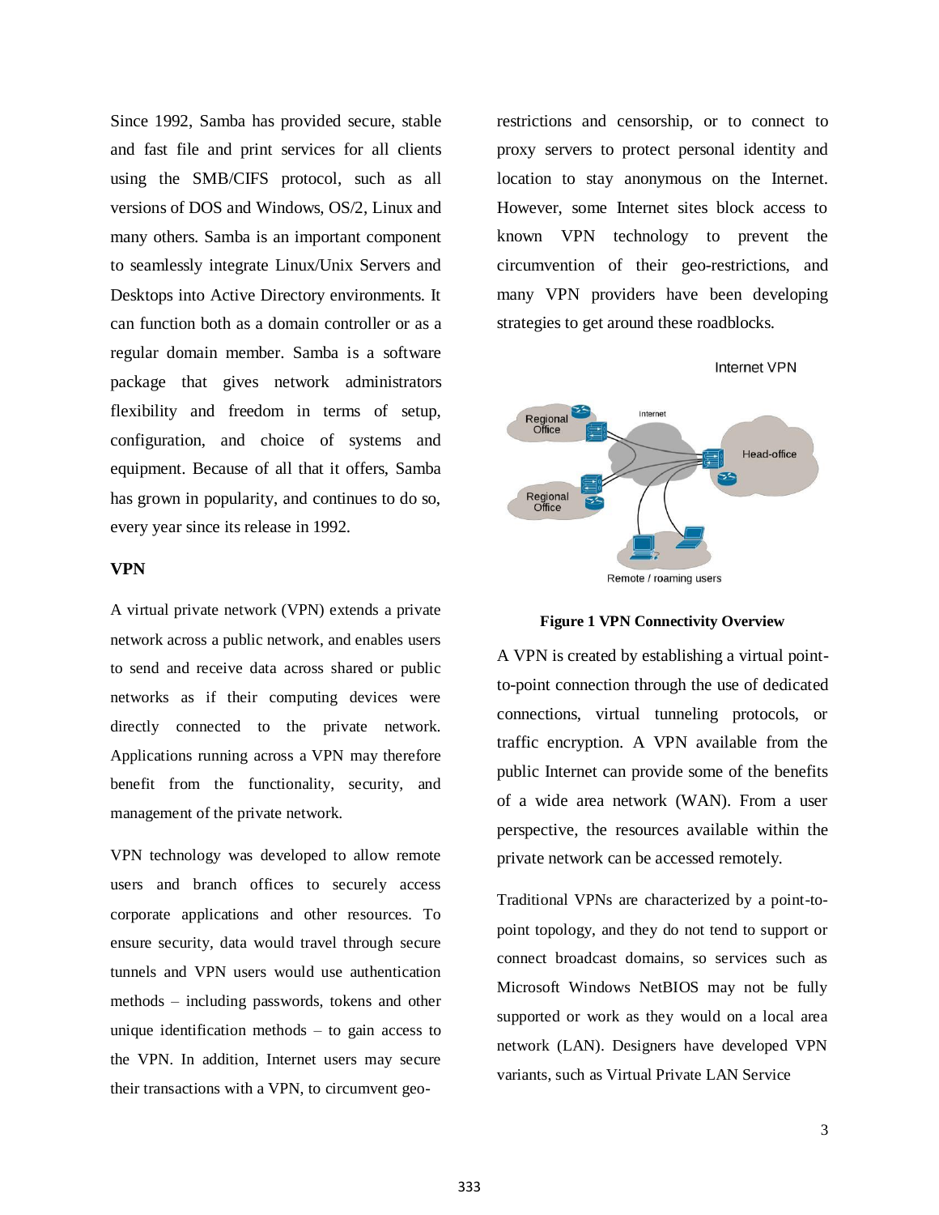Since 1992, Samba has provided secure, stable and fast file and print services for all clients using the SMB/CIFS protocol, such as all versions of DOS and Windows, OS/2, Linux and many others. Samba is an important component to seamlessly integrate Linux/Unix Servers and Desktops into Active Directory environments. It can function both as a domain controller or as a regular domain member. Samba is a software package that gives network administrators flexibility and freedom in terms of setup, configuration, and choice of systems and equipment. Because of all that it offers, Samba has grown in popularity, and continues to do so, every year since its release in 1992.

**VPN**

A virtual private network (VPN) extends a private network across a public network, and enables users to send and receive data across shared or public networks as if their computing devices were directly connected to the private network. Applications running across a VPN may therefore benefit from the functionality, security, and management of the private network.

VPN technology was developed to allow remote users and branch offices to securely access corporate applications and other resources. To ensure security, data would travel through secure tunnels and VPN users would use authentication methods – including passwords, tokens and other unique identification methods – to gain access to the VPN. In addition, Internet users may secure their transactions with a VPN, to circumvent geo-restrictions and censorship, or to connect to proxy servers to protect personal identity and location to stay anonymous on the Internet. However, some Internet sites block access to known VPN technology to prevent the circumvention of their geo-restrictions, and many VPN providers have been developing strategies to get around these roadblocks.

**Figure 1 VPN Connectivity Overview**

A VPN is created by establishing a virtual point-to-point connection through the use of dedicated connections, virtual tunneling protocols, or traffic encryption. A VPN available from the public Internet can provide some of the benefits of a wide area network (WAN). From a user perspective, the resources available within the private network can be accessed remotely.

Traditional VPNs are characterized by a point-to-point topology, and they do not tend to support or connect broadcast domains, so services such as Microsoft Windows NetBIOS may not be fully supported or work as they would on a local area network (LAN). Designers have developed VPN variants, such as Virtual Private LAN Service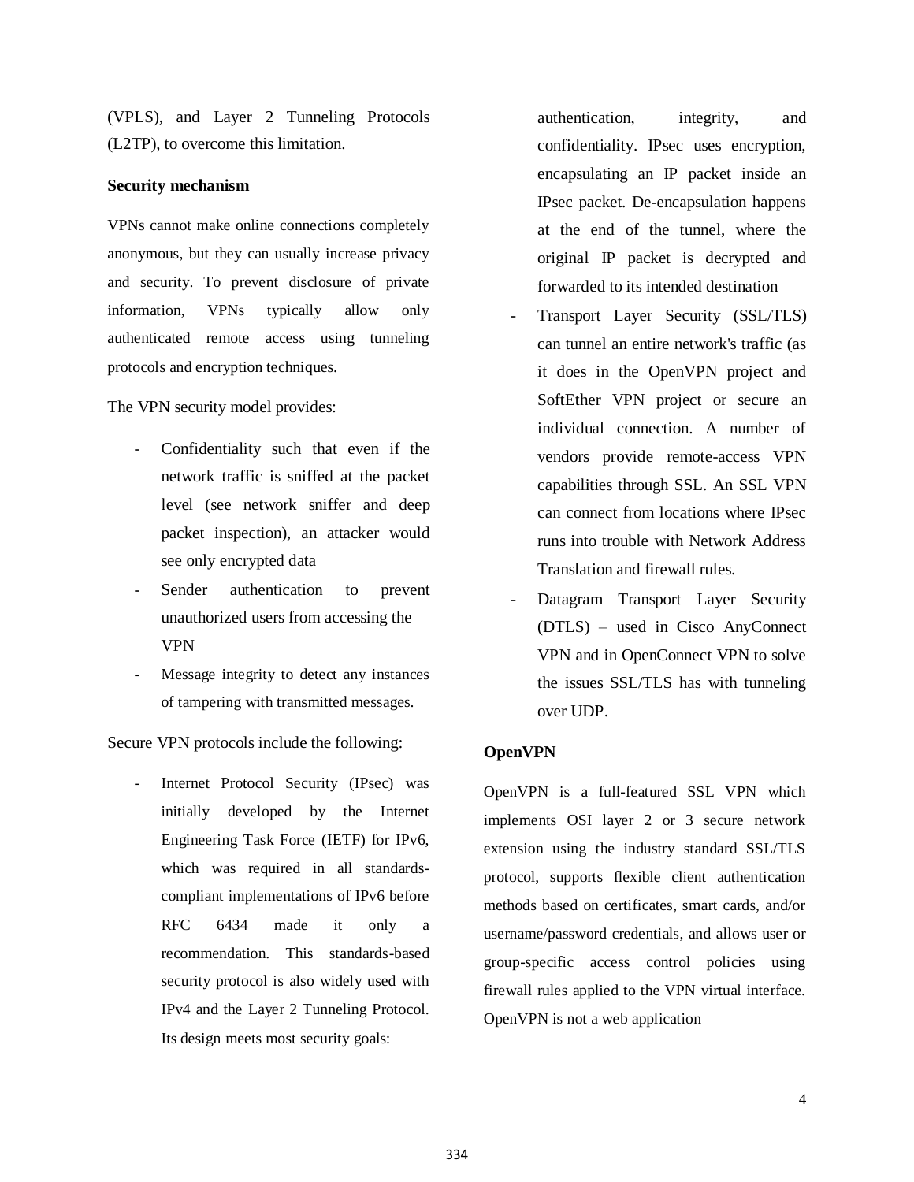(VPLS), and Layer 2 Tunneling Protocols (L2TP), to overcome this limitation.

**Security mechanism**

VPNs cannot make online connections completely anonymous, but they can usually increase privacy and security. To prevent disclosure of private information, VPNs typically allow only authenticated remote access using tunneling protocols and encryption techniques.

The VPN security model provides:

- Confidentiality such that even if the network traffic is sniffed at the packet level (see network sniffer and deep packet inspection), an attacker would see only encrypted data
- Sender authentication to prevent unauthorized users from accessing the VPN
- Message integrity to detect any instances of tampering with transmitted messages.

Secure VPN protocols include the following:

- Internet Protocol Security (IPsec) was initially developed by the Internet Engineering Task Force (IETF) for IPv6, which was required in all standards-compliant implementations of IPv6 before RFC 6434 made it only a recommendation. This standards-based security protocol is also widely used with IPv4 and the Layer 2 Tunneling Protocol. Its design meets most security goals: authentication, integrity, and confidentiality. IPsec uses encryption, encapsulating an IP packet inside an IPsec packet. De-encapsulation happens at the end of the tunnel, where the original IP packet is decrypted and forwarded to its intended destination
- Transport Layer Security (SSL/TLS) can tunnel an entire network's traffic (as it does in the OpenVPN project and SoftEther VPN project or secure an individual connection. A number of vendors provide remote-access VPN capabilities through SSL. An SSL VPN can connect from locations where IPsec runs into trouble with Network Address Translation and firewall rules.
- Datagram Transport Layer Security (DTLS) – used in Cisco AnyConnect VPN and in OpenConnect VPN to solve the issues SSL/TLS has with tunneling over UDP.

**OpenVPN**

OpenVPN is a full-featured SSL VPN which implements OSI layer 2 or 3 secure network extension using the industry standard SSL/TLS protocol, supports flexible client authentication methods based on certificates, smart cards, and/or username/password credentials, and allows user or group-specific access control policies using firewall rules applied to the VPN virtual interface. OpenVPN is not a web application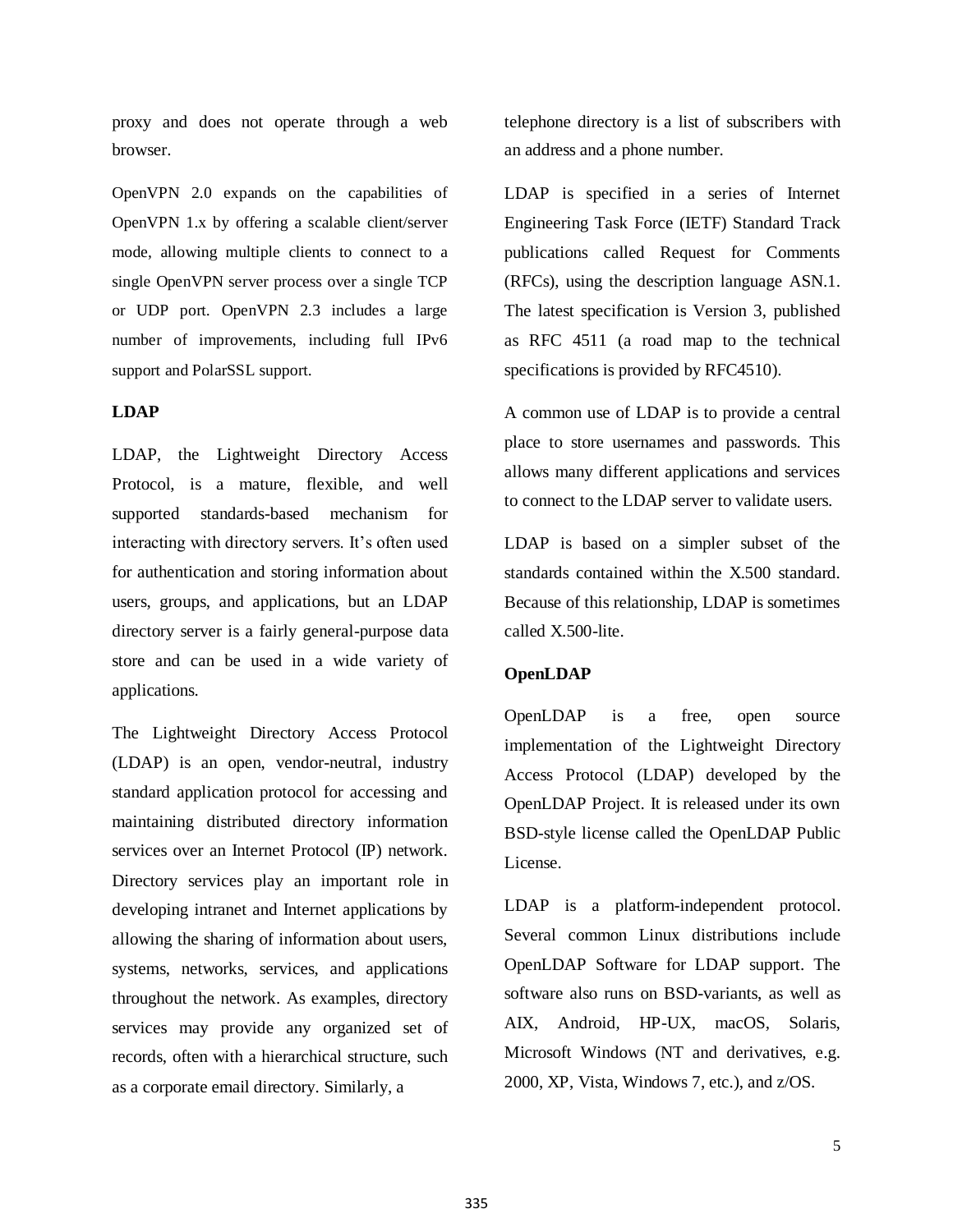proxy and does not operate through a web browser.

OpenVPN 2.0 expands on the capabilities of OpenVPN 1.x by offering a scalable client/server mode, allowing multiple clients to connect to a single OpenVPN server process over a single TCP or UDP port. OpenVPN 2.3 includes a large number of improvements, including full IPv6 support and PolarSSL support.

**LDAP**

LDAP, the Lightweight Directory Access Protocol, is a mature, flexible, and well supported standards-based mechanism for interacting with directory servers. It's often used for authentication and storing information about users, groups, and applications, but an LDAP directory server is a fairly general-purpose data store and can be used in a wide variety of applications.

The Lightweight Directory Access Protocol (LDAP) is an open, vendor-neutral, industry standard application protocol for accessing and maintaining distributed directory information services over an Internet Protocol (IP) network. Directory services play an important role in developing intranet and Internet applications by allowing the sharing of information about users, systems, networks, services, and applications throughout the network. As examples, directory services may provide any organized set of records, often with a hierarchical structure, such as a corporate email directory. Similarly, a telephone directory is a list of subscribers with an address and a phone number.

LDAP is specified in a series of Internet Engineering Task Force (IETF) Standard Track publications called Request for Comments (RFCs), using the description language ASN.1. The latest specification is Version 3, published as RFC 4511 (a road map to the technical specifications is provided by RFC4510).

A common use of LDAP is to provide a central place to store usernames and passwords. This allows many different applications and services to connect to the LDAP server to validate users.

LDAP is based on a simpler subset of the standards contained within the X.500 standard. Because of this relationship, LDAP is sometimes called X.500-lite.

**OpenLDAP**

OpenLDAP is a free, open source implementation of the Lightweight Directory Access Protocol (LDAP) developed by the OpenLDAP Project. It is released under its own BSD-style license called the OpenLDAP Public License.

LDAP is a platform-independent protocol. Several common Linux distributions include OpenLDAP Software for LDAP support. The software also runs on BSD-variants, as well as AIX, Android, HP-UX, macOS, Solaris, Microsoft Windows (NT and derivatives, e.g. 2000, XP, Vista, Windows 7, etc.), and z/OS.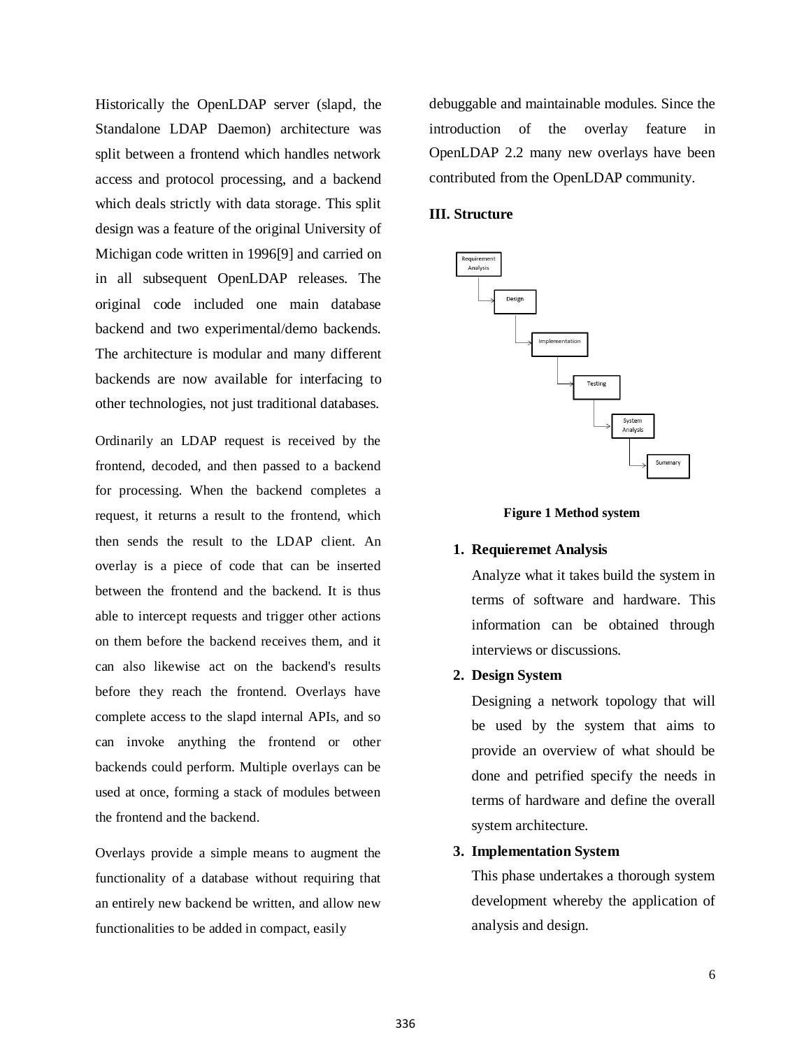Historically the OpenLDAP server (slapd, the Standalone LDAP Daemon) architecture was split between a frontend which handles network access and protocol processing, and a backend which deals strictly with data storage. This split design was a feature of the original University of Michigan code written in 1996[9] and carried on in all subsequent OpenLDAP releases. The original code included one main database backend and two experimental/demo backends. The architecture is modular and many different backends are now available for interfacing to other technologies, not just traditional databases.

Ordinarily an LDAP request is received by the frontend, decoded, and then passed to a backend for processing. When the backend completes a request, it returns a result to the frontend, which then sends the result to the LDAP client. An overlay is a piece of code that can be inserted between the frontend and the backend. It is thus able to intercept requests and trigger other actions on them before the backend receives them, and it can also likewise act on the backend's results before they reach the frontend. Overlays have complete access to the slapd internal APIs, and so can invoke anything the frontend or other backends could perform. Multiple overlays can be used at once, forming a stack of modules between the frontend and the backend.

Overlays provide a simple means to augment the functionality of a database without requiring that an entirely new backend be written, and allow new functionalities to be added in compact, easily debuggable and maintainable modules. Since the introduction of the overlay feature in OpenLDAP 2.2 many new overlays have been contributed from the OpenLDAP community.

## III. Structure

Requirement Analysis → Design → Implementation → Testing → System Analysis → Summary

**Figure 1 Method system**

1. **Requieremet Analysis**

   Analyze what it takes build the system in terms of software and hardware. This information can be obtained through interviews or discussions.

2. **Design System**

   Designing a network topology that will be used by the system that aims to provide an overview of what should be done and petrified specify the needs in terms of hardware and define the overall system architecture.

3. **Implementation System**

   This phase undertakes a thorough system development whereby the application of analysis and design.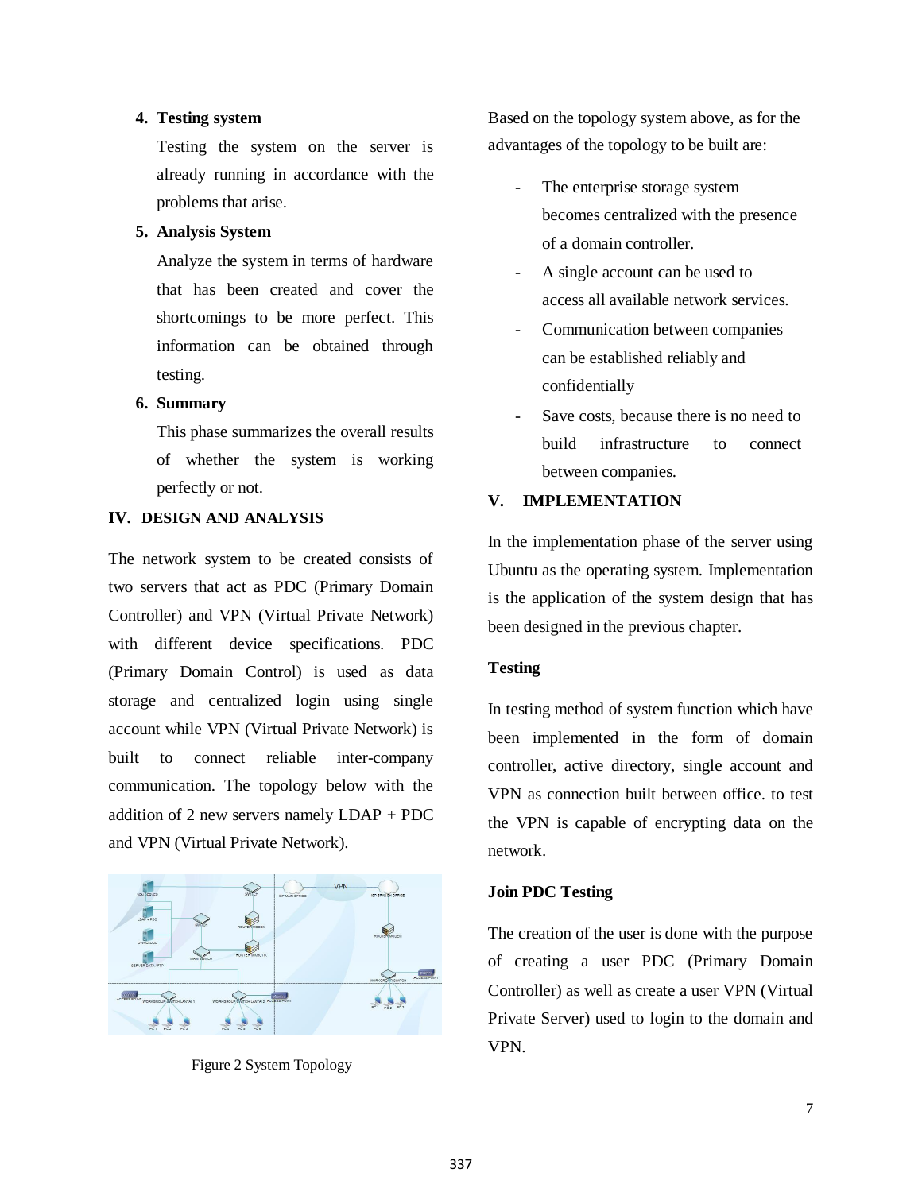4. **Testing system**

   Testing the system on the server is already running in accordance with the problems that arise.

5. **Analysis System**

   Analyze the system in terms of hardware that has been created and cover the shortcomings to be more perfect. This information can be obtained through testing.

6. **Summary**

   This phase summarizes the overall results of whether the system is working perfectly or not.

## IV. DESIGN AND ANALYSIS

The network system to be created consists of two servers that act as PDC (Primary Domain Controller) and VPN (Virtual Private Network) with different device specifications. PDC (Primary Domain Control) is used as data storage and centralized login using single account while VPN (Virtual Private Network) is built to connect reliable inter-company communication. The topology below with the addition of 2 new servers namely LDAP + PDC and VPN (Virtual Private Network).

Figure 2 System Topology

Based on the topology system above, as for the advantages of the topology to be built are:

- The enterprise storage system becomes centralized with the presence of a domain controller.
- A single account can be used to access all available network services.
- Communication between companies can be established reliably and confidentially
- Save costs, because there is no need to build infrastructure to connect between companies.

## V. IMPLEMENTATION

In the implementation phase of the server using Ubuntu as the operating system. Implementation is the application of the system design that has been designed in the previous chapter.

### Testing

In testing method of system function which have been implemented in the form of domain controller, active directory, single account and VPN as connection built between office. to test the VPN is capable of encrypting data on the network.

### Join PDC Testing

The creation of the user is done with the purpose of creating a user PDC (Primary Domain Controller) as well as create a user VPN (Virtual Private Server) used to login to the domain and VPN.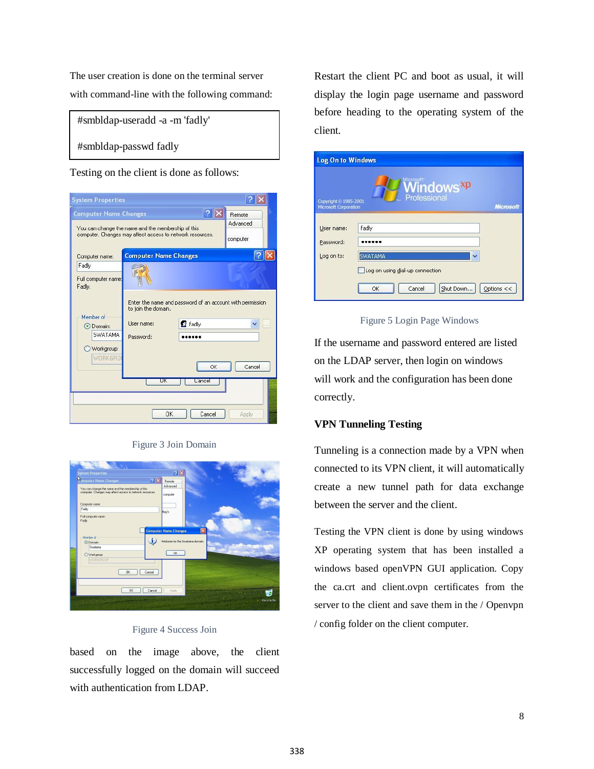The user creation is done on the terminal server with command-line with the following command:

```
#smbldap-useradd -a -m 'fadly'

#smbldap-passwd fadly
```

Testing on the client is done as follows:

Figure 3 Join Domain

Figure 4 Success Join

based on the image above, the client successfully logged on the domain will succeed with authentication from LDAP.

Restart the client PC and boot as usual, it will display the login page username and password before heading to the operating system of the client.

Figure 5 Login Page Windows

If the username and password entered are listed on the LDAP server, then login on windows will work and the configuration has been done correctly.

**VPN Tunneling Testing**

Tunneling is a connection made by a VPN when connected to its VPN client, it will automatically create a new tunnel path for data exchange between the server and the client.

Testing the VPN client is done by using windows XP operating system that has been installed a windows based openVPN GUI application. Copy the ca.crt and client.ovpn certificates from the server to the client and save them in the / Openvpn / config folder on the client computer.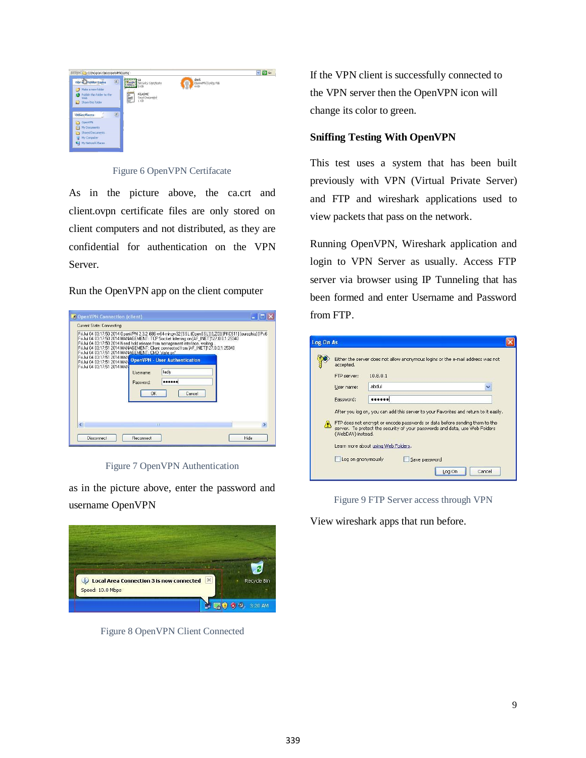Figure 6 OpenVPN Certifacate

As in the picture above, the ca.crt and client.ovpn certificate files are only stored on client computers and not distributed, as they are confidential for authentication on the VPN Server.

Run the OpenVPN app on the client computer

Figure 7 OpenVPN Authentication

as in the picture above, enter the password and username OpenVPN

Figure 8 OpenVPN Client Connected

If the VPN client is successfully connected to the VPN server then the OpenVPN icon will change its color to green.

**Sniffing Testing With OpenVPN**

This test uses a system that has been built previously with VPN (Virtual Private Server) and FTP and wireshark applications used to view packets that pass on the network.

Running OpenVPN, Wireshark application and login to VPN Server as usually. Access FTP server via browser using IP Tunneling that has been formed and enter Username and Password from FTP.

Figure 9 FTP Server access through VPN

View wireshark apps that run before.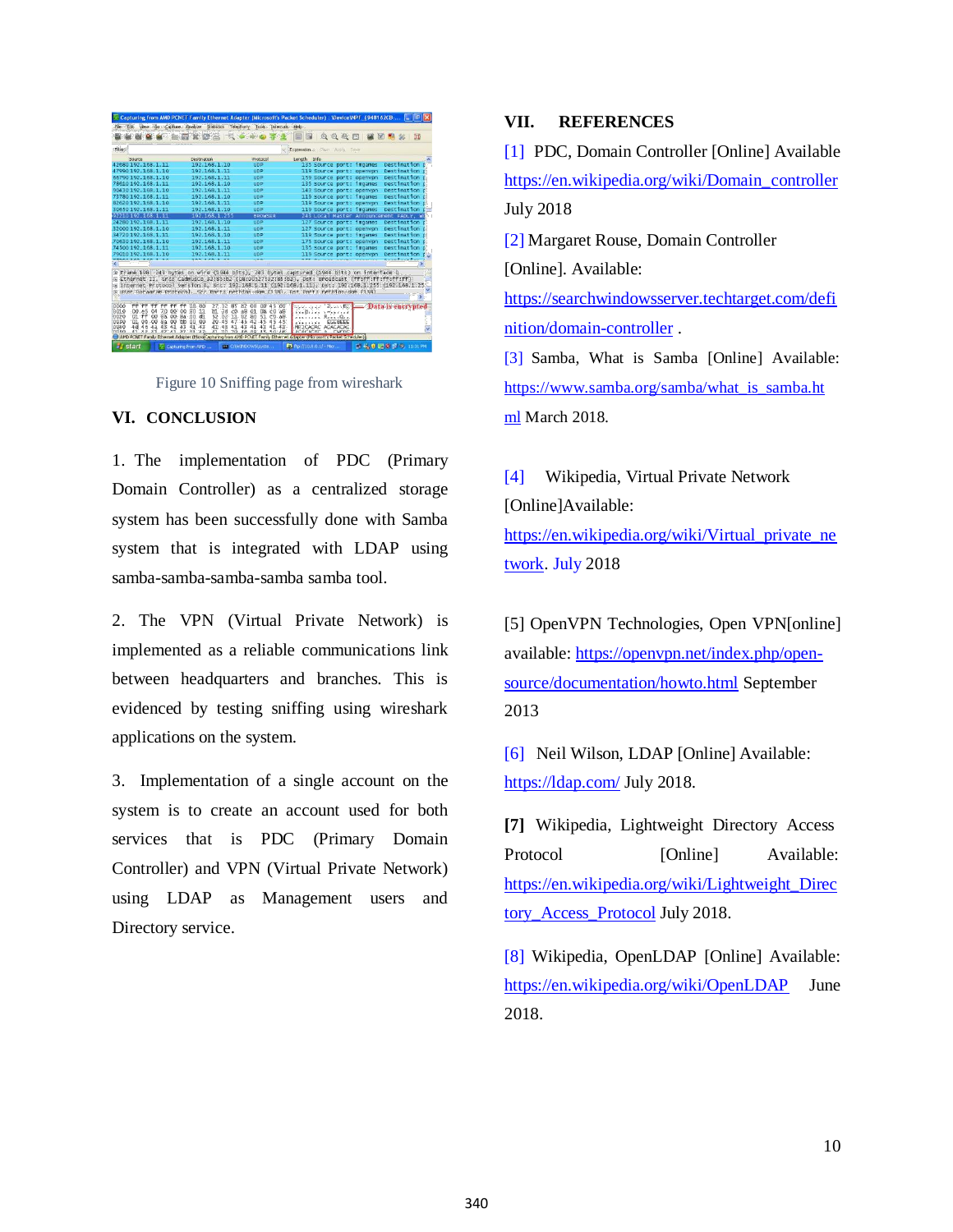Figure 10 Sniffing page from wireshark

## VI. CONCLUSION

1. The implementation of PDC (Primary Domain Controller) as a centralized storage system has been successfully done with Samba system that is integrated with LDAP using samba-samba-samba-samba samba tool.

2. The VPN (Virtual Private Network) is implemented as a reliable communications link between headquarters and branches. This is evidenced by testing sniffing using wireshark applications on the system.

3. Implementation of a single account on the system is to create an account used for both services that is PDC (Primary Domain Controller) and VPN (Virtual Private Network) using LDAP as Management users and Directory service.

## VII. REFERENCES

[1] PDC, Domain Controller [Online] Available https://en.wikipedia.org/wiki/Domain_controller July 2018

[2] Margaret Rouse, Domain Controller [Online]. Available: https://searchwindowsserver.techtarget.com/definition/domain-controller .

[3] Samba, What is Samba [Online] Available: https://www.samba.org/samba/what_is_samba.html March 2018.

[4] Wikipedia, Virtual Private Network [Online]Available: https://en.wikipedia.org/wiki/Virtual_private_network. July 2018

[5] OpenVPN Technologies, Open VPN[online] available: https://openvpn.net/index.php/open-source/documentation/howto.html September 2013

[6] Neil Wilson, LDAP [Online] Available: https://ldap.com/ July 2018.

**[7]** Wikipedia, Lightweight Directory Access Protocol [Online] Available: https://en.wikipedia.org/wiki/Lightweight_Directory_Access_Protocol July 2018.

[8] Wikipedia, OpenLDAP [Online] Available: https://en.wikipedia.org/wiki/OpenLDAP June 2018.